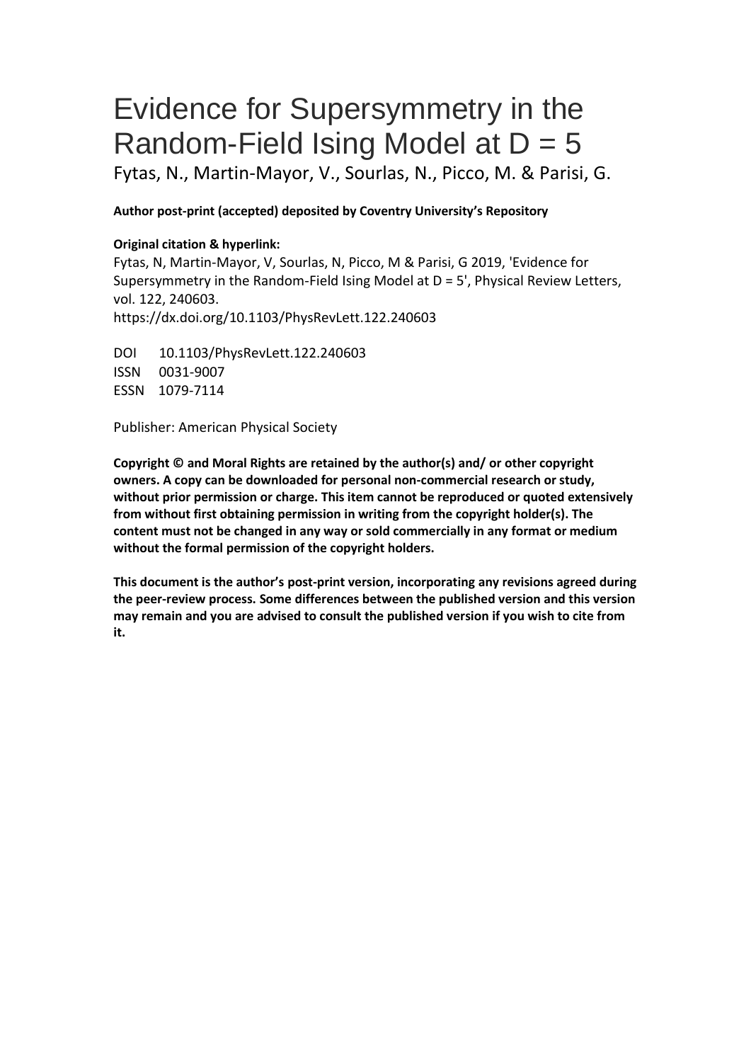# Evidence for Supersymmetry in the Random-Field Ising Model at D = 5

Fytas, N., Martin-Mayor, V., Sourlas, N., Picco, M. & Parisi, G.

**Author post-print (accepted) deposited by Coventry University's Repository**

**Original citation & hyperlink:**

Fytas, N, Martin-Mayor, V, Sourlas, N, Picco, M & Parisi, G 2019, 'Evidence for Supersymmetry in the Random-Field Ising Model at D = 5', Physical Review Letters, vol. 122, 240603.
https://dx.doi.org/10.1103/PhysRevLett.122.240603

DOI 10.1103/PhysRevLett.122.240603
ISSN 0031-9007
ESSN 1079-7114

Publisher: American Physical Society

**Copyright © and Moral Rights are retained by the author(s) and/ or other copyright owners. A copy can be downloaded for personal non-commercial research or study, without prior permission or charge. This item cannot be reproduced or quoted extensively from without first obtaining permission in writing from the copyright holder(s). The content must not be changed in any way or sold commercially in any format or medium without the formal permission of the copyright holders.**

**This document is the author's post-print version, incorporating any revisions agreed during the peer-review process. Some differences between the published version and this version may remain and you are advised to consult the published version if you wish to cite from it.**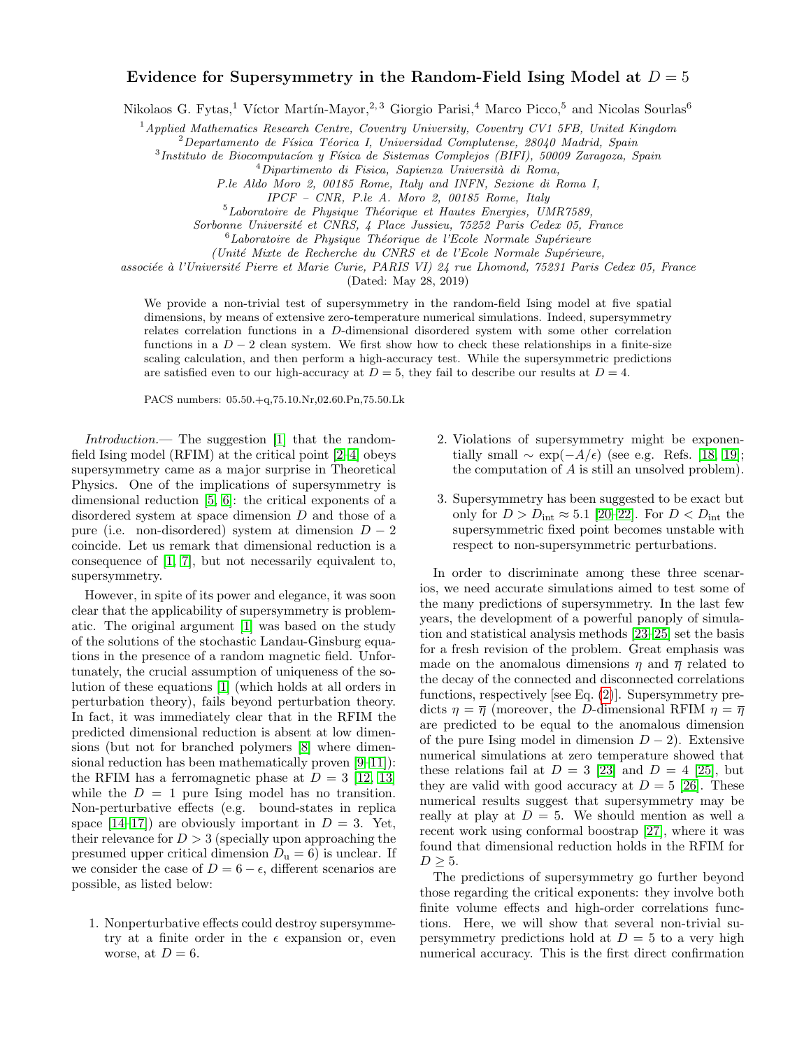# Evidence for Supersymmetry in the Random-Field Ising Model at $D = 5$

Nikolaos G. Fytas,[1] Víctor Martín-Mayor,[2,3] Giorgio Parisi,[4] Marco Picco,[5] and Nicolas Sourlas[6]

[1] *Applied Mathematics Research Centre, Coventry University, Coventry CV1 5FB, United Kingdom*
[2] *Departamento de Física Téorica I, Universidad Complutense, 28040 Madrid, Spain*
[3] *Instituto de Biocomputacíon y Física de Sistemas Complejos (BIFI), 50009 Zaragoza, Spain*
[4] *Dipartimento di Fisica, Sapienza Università di Roma, P.le Aldo Moro 2, 00185 Rome, Italy and INFN, Sezione di Roma I, IPCF – CNR, P.le A. Moro 2, 00185 Rome, Italy*
[5] *Laboratoire de Physique Théorique et Hautes Energies, UMR7589, Sorbonne Université et CNRS, 4 Place Jussieu, 75252 Paris Cedex 05, France*
[6] *Laboratoire de Physique Théorique de l'Ecole Normale Supérieure (Unité Mixte de Recherche du CNRS et de l'Ecole Normale Supérieure, associée à l'Université Pierre et Marie Curie, PARIS VI) 24 rue Lhomond, 75231 Paris Cedex 05, France*

(Dated: May 28, 2019)

We provide a non-trivial test of supersymmetry in the random-field Ising model at five spatial dimensions, by means of extensive zero-temperature numerical simulations. Indeed, supersymmetry relates correlation functions in a $D$-dimensional disordered system with some other correlation functions in a $D-2$ clean system. We first show how to check these relationships in a finite-size scaling calculation, and then perform a high-accuracy test. While the supersymmetric predictions are satisfied even to our high-accuracy at $D = 5$, they fail to describe our results at $D = 4$.

PACS numbers: 05.50.+q,75.10.Nr,02.60.Pn,75.50.Lk

*Introduction.*— The suggestion [1] that the random-field Ising model (RFIM) at the critical point [2–4] obeys supersymmetry came as a major surprise in Theoretical Physics. One of the implications of supersymmetry is dimensional reduction [5, 6]: the critical exponents of a disordered system at space dimension $D$ and those of a pure (i.e. non-disordered) system at dimension $D-2$ coincide. Let us remark that dimensional reduction is a consequence of [1, 7], but not necessarily equivalent to, supersymmetry.

However, in spite of its power and elegance, it was soon clear that the applicability of supersymmetry is problematic. The original argument [1] was based on the study of the solutions of the stochastic Landau-Ginsburg equations in the presence of a random magnetic field. Unfortunately, the crucial assumption of uniqueness of the solution of these equations [1] (which holds at all orders in perturbation theory), fails beyond perturbation theory. In fact, it was immediately clear that in the RFIM the predicted dimensional reduction is absent at low dimensions (but not for branched polymers [8] where dimensional reduction has been mathematically proven [9–11]): the RFIM has a ferromagnetic phase at $D = 3$ [12, 13] while the $D = 1$ pure Ising model has no transition. Non-perturbative effects (e.g. bound-states in replica space [14–17]) are obviously important in $D = 3$. Yet, their relevance for $D > 3$ (specially upon approaching the presumed upper critical dimension $D_\mathrm{u} = 6$) is unclear. If we consider the case of $D = 6 - \epsilon$, different scenarios are possible, as listed below:

1. Nonperturbative effects could destroy supersymmetry at a finite order in the $\epsilon$ expansion or, even worse, at $D = 6$.
2. Violations of supersymmetry might be exponentially small $\sim \exp(-A/\epsilon)$ (see e.g. Refs. [18, 19]; the computation of $A$ is still an unsolved problem).
3. Supersymmetry has been suggested to be exact but only for $D > D_\mathrm{int} \approx 5.1$ [20–22]. For $D < D_\mathrm{int}$ the supersymmetric fixed point becomes unstable with respect to non-supersymmetric perturbations.

In order to discriminate among these three scenarios, we need accurate simulations aimed to test some of the many predictions of supersymmetry. In the last few years, the development of a powerful panoply of simulation and statistical analysis methods [23–25] set the basis for a fresh revision of the problem. Great emphasis was made on the anomalous dimensions $\eta$ and $\overline{\eta}$ related to the decay of the connected and disconnected correlations functions, respectively [see Eq. (2)]. Supersymmetry predicts $\eta = \overline{\eta}$ (moreover, the $D$-dimensional RFIM $\eta = \overline{\eta}$ are predicted to be equal to the anomalous dimension of the pure Ising model in dimension $D-2$). Extensive numerical simulations at zero temperature showed that these relations fail at $D = 3$ [23] and $D = 4$ [25], but they are valid with good accuracy at $D = 5$ [26]. These numerical results suggest that supersymmetry may be really at play at $D = 5$. We should mention as well a recent work using conformal boostrap [27], where it was found that dimensional reduction holds in the RFIM for $D \geq 5$.

The predictions of supersymmetry go further beyond those regarding the critical exponents: they involve both finite volume effects and high-order correlations functions. Here, we will show that several non-trivial supersymmetry predictions hold at $D = 5$ to a very high numerical accuracy. This is the first direct confirmation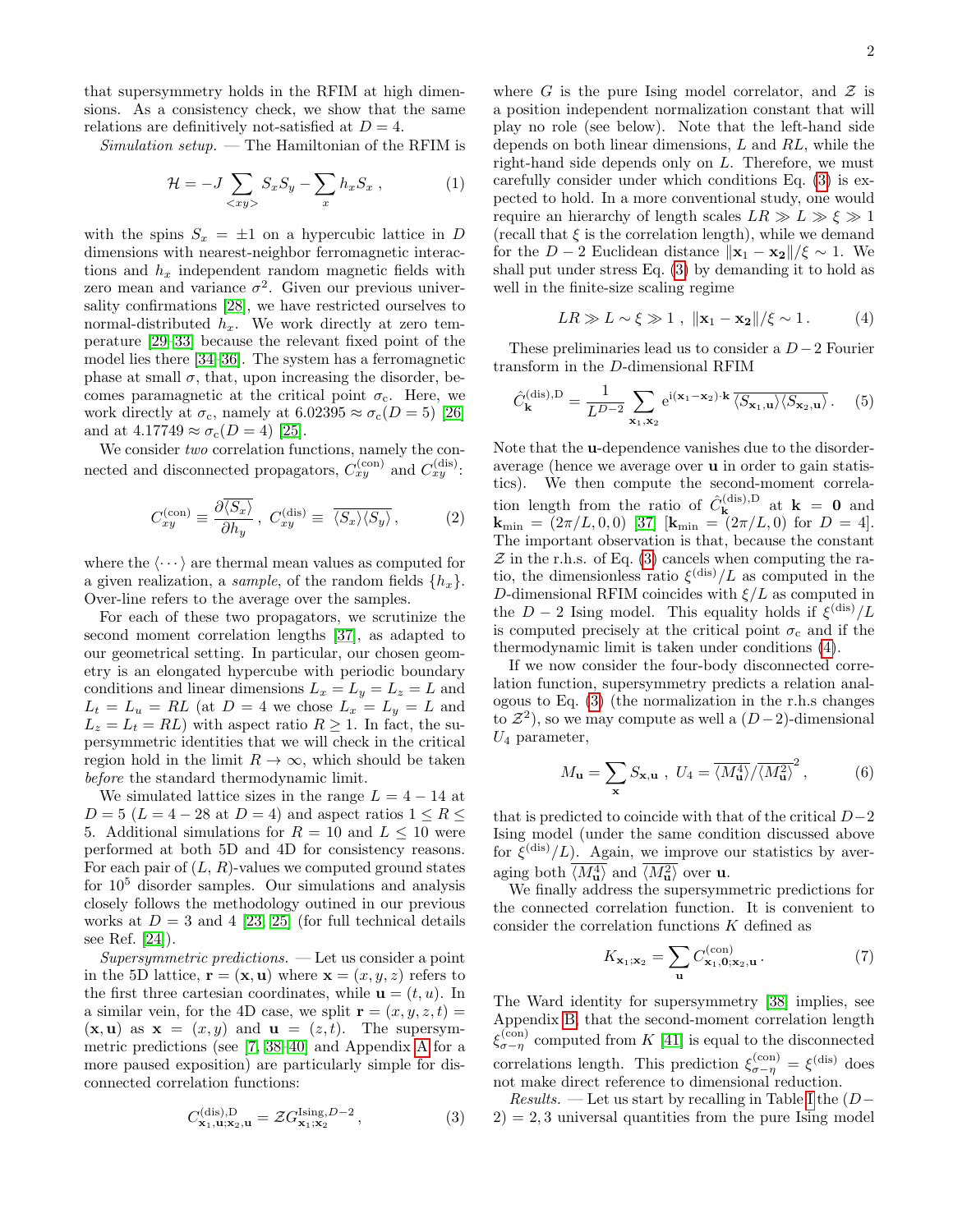that supersymmetry holds in the RFIM at high dimensions. As a consistency check, we show that the same relations are definitively not-satisfied at $D = 4$.

*Simulation setup.* — The Hamiltonian of the RFIM is

$$\mathcal{H} = -J \sum_{<xy>} S_x S_y - \sum_x h_x S_x \,, \tag{1}$$

with the spins $S_x = \pm 1$ on a hypercubic lattice in $D$ dimensions with nearest-neighbor ferromagnetic interactions and $h_x$ independent random magnetic fields with zero mean and variance $\sigma^2$. Given our previous universality confirmations [28], we have restricted ourselves to normal-distributed $h_x$. We work directly at zero temperature [29–33] because the relevant fixed point of the model lies there [34–36]. The system has a ferromagnetic phase at small $\sigma$, that, upon increasing the disorder, becomes paramagnetic at the critical point $\sigma_c$. Here, we work directly at $\sigma_c$, namely at $6.02395 \approx \sigma_c(D=5)$ [26] and at $4.17749 \approx \sigma_c(D=4)$ [25].

We consider *two* correlation functions, namely the connected and disconnected propagators, $C^{(\text{con})}_{xy}$ and $C^{(\text{dis})}_{xy}$:

$$C^{(\text{con})}_{xy} \equiv \frac{\partial \overline{\langle S_x \rangle}}{\partial h_y} \,,\; C^{(\text{dis})}_{xy} \equiv \overline{\langle S_x \rangle \langle S_y \rangle} \,, \tag{2}$$

where the $\langle \cdots \rangle$ are thermal mean values as computed for a given realization, a *sample*, of the random fields $\{h_x\}$. Over-line refers to the average over the samples.

For each of these two propagators, we scrutinize the second moment correlation lengths [37], as adapted to our geometrical setting. In particular, our chosen geometry is an elongated hypercube with periodic boundary conditions and linear dimensions $L_x = L_y = L_z = L$ and $L_t = L_u = RL$ (at $D = 4$ we chose $L_x = L_y = L$ and $L_z = L_t = RL$) with aspect ratio $R \geq 1$. In fact, the supersymmetric identities that we will check in the critical region hold in the limit $R \to \infty$, which should be taken *before* the standard thermodynamic limit.

We simulated lattice sizes in the range $L = 4 - 14$ at $D = 5$ ($L = 4 - 28$ at $D = 4$) and aspect ratios $1 \leq R \leq 5$. Additional simulations for $R = 10$ and $L \leq 10$ were performed at both 5D and 4D for consistency reasons. For each pair of ($L$, $R$)-values we computed ground states for $10^5$ disorder samples. Our simulations and analysis closely follows the methodology outined in our previous works at $D = 3$ and 4 [23, 25] (for full technical details see Ref. [24]).

*Supersymmetric predictions.* — Let us consider a point in the 5D lattice, $\mathbf{r} = (\mathbf{x}, \mathbf{u})$ where $\mathbf{x} = (x, y, z)$ refers to the first three cartesian coordinates, while $\mathbf{u} = (t, u)$. In a similar vein, for the 4D case, we split $\mathbf{r} = (x, y, z, t) = (\mathbf{x}, \mathbf{u})$ as $\mathbf{x} = (x, y)$ and $\mathbf{u} = (z, t)$. The supersymmetric predictions (see [7, 38–40] and Appendix A for a more paused exposition) are particularly simple for disconnected correlation functions:

$$C^{(\text{dis}),\text{D}}_{\mathbf{x}_1,\mathbf{u};\mathbf{x}_2,\mathbf{u}} = \mathcal{Z} G^{\text{Ising},D-2}_{\mathbf{x}_1;\mathbf{x}_2} \,, \tag{3}$$

where $G$ is the pure Ising model correlator, and $\mathcal{Z}$ is a position independent normalization constant that will play no role (see below). Note that the left-hand side depends on both linear dimensions, $L$ and $RL$, while the right-hand side depends only on $L$. Therefore, we must carefully consider under which conditions Eq. (3) is expected to hold. In a more conventional study, one would require an hierarchy of length scales $LR \gg L \gg \xi \gg 1$ (recall that $\xi$ is the correlation length), while we demand for the $D-2$ Euclidean distance $\|\mathbf{x}_1 - \mathbf{x_2}\|/\xi \sim 1$. We shall put under stress Eq. (3) by demanding it to hold as well in the finite-size scaling regime

$$LR \gg L \sim \xi \gg 1 \,,\; \|\mathbf{x}_1 - \mathbf{x_2}\|/\xi \sim 1 \,. \tag{4}$$

These preliminaries lead us to consider a $D-2$ Fourier transform in the $D$-dimensional RFIM

$$\hat{C}^{(\text{dis}),\text{D}}_{\mathbf{k}} = \frac{1}{L^{D-2}} \sum_{\mathbf{x}_1,\mathbf{x}_2} \mathrm{e}^{\mathrm{i}(\mathbf{x}_1 - \mathbf{x}_2)\cdot\mathbf{k}}\, \overline{\langle S_{\mathbf{x}_1,\mathbf{u}} \rangle \langle S_{\mathbf{x}_2,\mathbf{u}} \rangle} \,. \tag{5}$$

Note that the $\mathbf{u}$-dependence vanishes due to the disorder-average (hence we average over $\mathbf{u}$ in order to gain statistics). We then compute the second-moment correlation length from the ratio of $\hat{C}^{(\text{dis}),\text{D}}_{\mathbf{k}}$ at $\mathbf{k} = \mathbf{0}$ and $\mathbf{k}_{\text{min}} = (2\pi/L, 0, 0)$ [37] [$\mathbf{k}_{\text{min}} = (2\pi/L, 0)$ for $D = 4$]. The important observation is that, because the constant $\mathcal{Z}$ in the r.h.s. of Eq. (3) cancels when computing the ratio, the dimensionless ratio $\xi^{(\text{dis})}/L$ as computed in the $D$-dimensional RFIM coincides with $\xi/L$ as computed in the $D-2$ Ising model. This equality holds if $\xi^{(\text{dis})}/L$ is computed precisely at the critical point $\sigma_c$ and if the thermodynamic limit is taken under conditions (4).

If we now consider the four-body disconnected correlation function, supersymmetry predicts a relation analogous to Eq. (3) (the normalization in the r.h.s changes to $\mathcal{Z}^2$), so we may compute as well a $(D-2)$-dimensional $U_4$ parameter,

$$M_{\mathbf{u}} = \sum_{\mathbf{x}} S_{\mathbf{x},\mathbf{u}} \,,\; U_4 = \overline{\langle M^4_{\mathbf{u}} \rangle} / \overline{\langle M^2_{\mathbf{u}} \rangle}^2 \,, \tag{6}$$

that is predicted to coincide with that of the critical $D-2$ Ising model (under the same condition discussed above for $\xi^{(\text{dis})}/L$). Again, we improve our statistics by averaging both $\overline{\langle M^4_{\mathbf{u}} \rangle}$ and $\overline{\langle M^2_{\mathbf{u}} \rangle}$ over $\mathbf{u}$.

We finally address the supersymmetric predictions for the connected correlation function. It is convenient to consider the correlation functions $K$ defined as

$$K_{\mathbf{x}_1;\mathbf{x}_2} = \sum_{\mathbf{u}} C^{(\text{con})}_{\mathbf{x}_1,\mathbf{0};\mathbf{x}_2,\mathbf{u}} \,. \tag{7}$$

The Ward identity for supersymmetry [38] implies, see Appendix B, that the second-moment correlation length $\xi^{(\text{con})}_{\sigma-\eta}$ computed from $K$ [41] is equal to the disconnected correlations length. This prediction $\xi^{(\text{con})}_{\sigma-\eta} = \xi^{(\text{dis})}$ does not make direct reference to dimensional reduction.

*Results.* — Let us start by recalling in Table I the $(D-2) = 2, 3$ universal quantities from the pure Ising model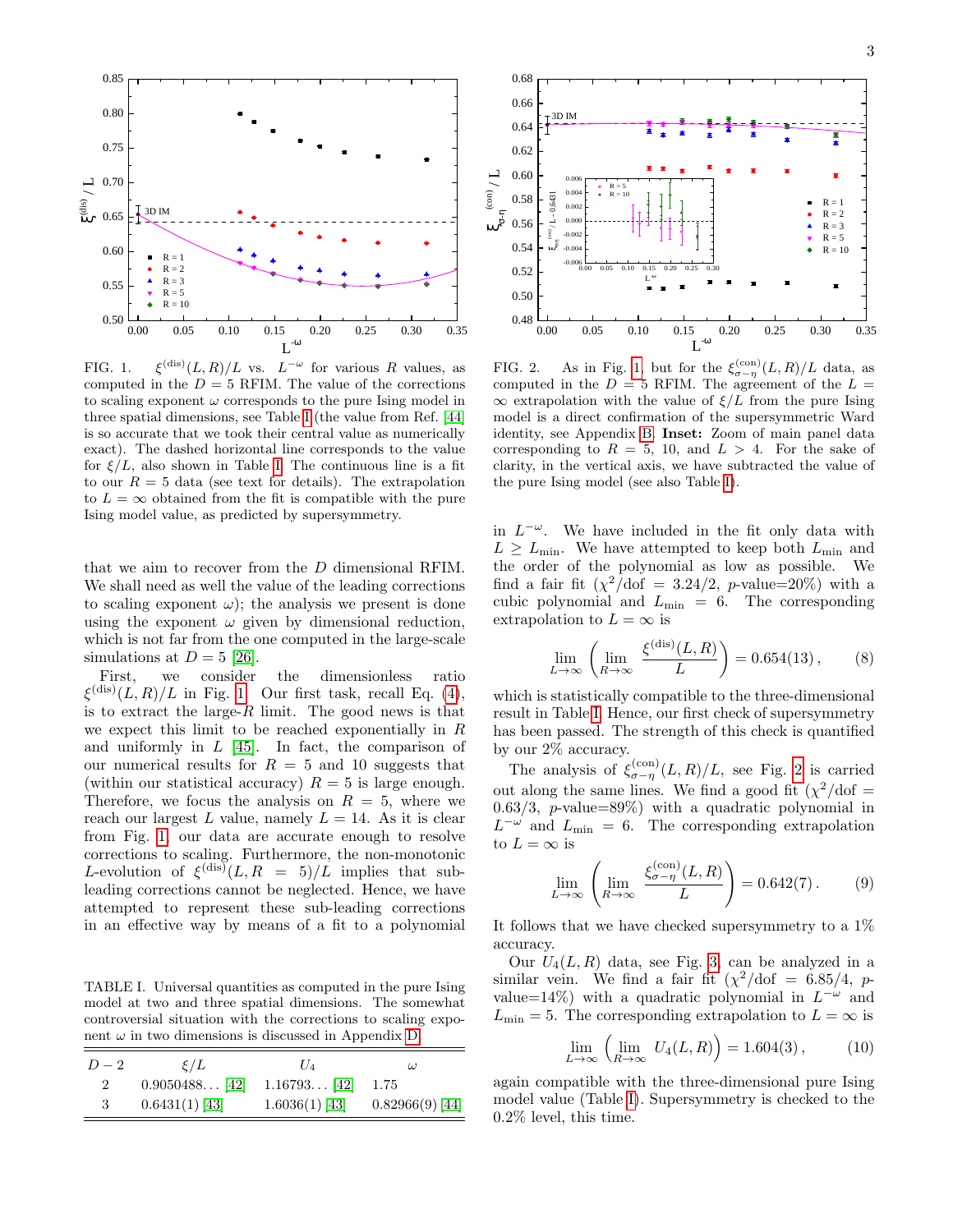FIG. 1. $\xi^{(\mathrm{dis})}(L,R)/L$ vs. $L^{-\omega}$ for various $R$ values, as computed in the $D=5$ RFIM. The value of the corrections to scaling exponent $\omega$ corresponds to the pure Ising model in three spatial dimensions, see Table I (the value from Ref. [44] is so accurate that we took their central value as numerically exact). The dashed horizontal line corresponds to the value for $\xi/L$, also shown in Table I. The continuous line is a fit to our $R=5$ data (see text for details). The extrapolation to $L=\infty$ obtained from the fit is compatible with the pure Ising model value, as predicted by supersymmetry.

FIG. 2. As in Fig. 1, but for the $\xi^{(\mathrm{con})}_{\sigma-\eta}(L,R)/L$ data, as computed in the $D=5$ RFIM. The agreement of the $L=\infty$ extrapolation with the value of $\xi/L$ from the pure Ising model is a direct confirmation of the supersymmetric Ward identity, see Appendix B. **Inset:** Zoom of main panel data corresponding to $R=5$, 10, and $L>4$. For the sake of clarity, in the vertical axis, we have subtracted the value of the pure Ising model (see also Table I).

that we aim to recover from the $D$ dimensional RFIM. We shall need as well the value of the leading corrections to scaling exponent $\omega$); the analysis we present is done using the exponent $\omega$ given by dimensional reduction, which is not far from the one computed in the large-scale simulations at $D=5$ [26].

First, we consider the dimensionless ratio $\xi^{(\mathrm{dis})}(L,R)/L$ in Fig. 1. Our first task, recall Eq. (4), is to extract the large-$R$ limit. The good news is that we expect this limit to be reached exponentially in $R$ and uniformly in $L$ [45]. In fact, the comparison of our numerical results for $R=5$ and 10 suggests that (within our statistical accuracy) $R=5$ is large enough. Therefore, we focus the analysis on $R=5$, where we reach our largest $L$ value, namely $L=14$. As it is clear from Fig. 1, our data are accurate enough to resolve corrections to scaling. Furthermore, the non-monotonic $L$-evolution of $\xi^{(\mathrm{dis})}(L,R=5)/L$ implies that sub-leading corrections cannot be neglected. Hence, we have attempted to represent these sub-leading corrections in an effective way by means of a fit to a polynomial in $L^{-\omega}$. We have included in the fit only data with $L\geq L_{\min}$. We have attempted to keep both $L_{\min}$ and the order of the polynomial as low as possible. We find a fair fit ($\chi^2/\mathrm{dof}=3.24/2$, $p$-value=20%) with a cubic polynomial and $L_{\min}=6$. The corresponding extrapolation to $L=\infty$ is

$$\lim_{L\to\infty}\left(\lim_{R\to\infty}\frac{\xi^{(\mathrm{dis})}(L,R)}{L}\right)=0.654(13)\,, \tag{8}$$

which is statistically compatible to the three-dimensional result in Table I. Hence, our first check of supersymmetry has been passed. The strength of this check is quantified by our 2% accuracy.

The analysis of $\xi^{(\mathrm{con})}_{\sigma-\eta}(L,R)/L$, see Fig. 2 is carried out along the same lines. We find a good fit ($\chi^2/\mathrm{dof}=0.63/3$, $p$-value=89%) with a quadratic polynomial in $L^{-\omega}$ and $L_{\min}=6$. The corresponding extrapolation to $L=\infty$ is

$$\lim_{L\to\infty}\left(\lim_{R\to\infty}\frac{\xi^{(\mathrm{con})}_{\sigma-\eta}(L,R)}{L}\right)=0.642(7)\,. \tag{9}$$

It follows that we have checked supersymmetry to a 1% accuracy.

Our $U_4(L,R)$ data, see Fig. 3, can be analyzed in a similar vein. We find a fair fit ($\chi^2/\mathrm{dof}=6.85/4$, $p$-value=14%) with a quadratic polynomial in $L^{-\omega}$ and $L_{\min}=5$. The corresponding extrapolation to $L=\infty$ is

$$\lim_{L\to\infty}\left(\lim_{R\to\infty}U_4(L,R)\right)=1.604(3)\,, \tag{10}$$

again compatible with the three-dimensional pure Ising model value (Table I). Supersymmetry is checked to the 0.2% level, this time.

TABLE I. Universal quantities as computed in the pure Ising model at two and three spatial dimensions. The somewhat controversial situation with the corrections to scaling exponent $\omega$ in two dimensions is discussed in Appendix D.

| $D-2$ | $\xi/L$ | $U_4$ | $\omega$ |
|---|---|---|---|
| 2 | 0.9050488... [42] | 1.16793... [42] | 1.75 |
| 3 | 0.6431(1) [43] | 1.6036(1) [43] | 0.82966(9) [44] |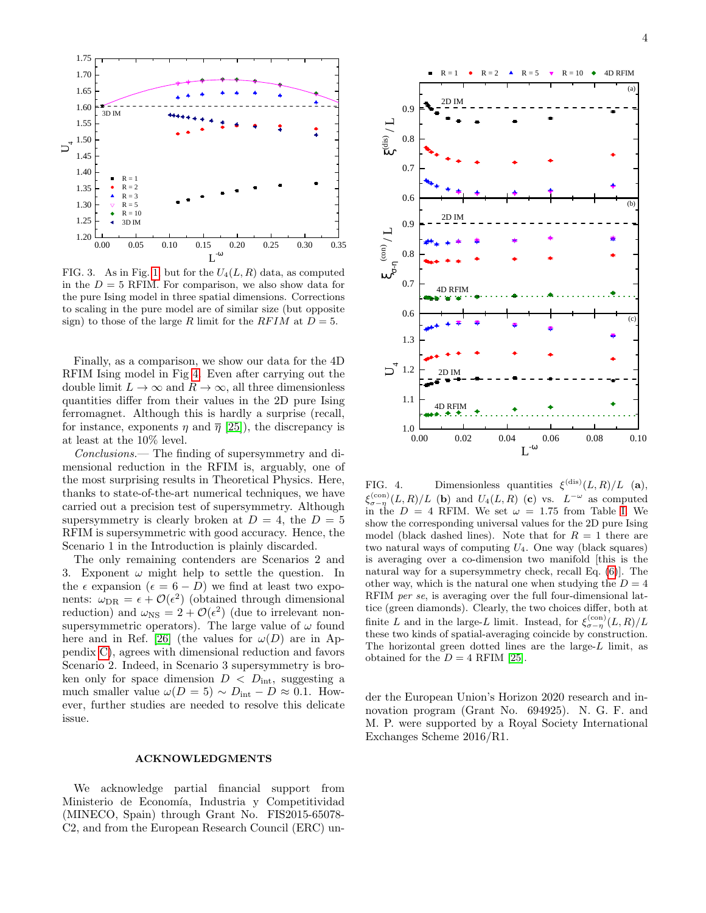FIG. 3. As in Fig. 1 but for the $U_4(L, R)$ data, as computed in the $D = 5$ RFIM. For comparison, we also show data for the pure Ising model in three spatial dimensions. Corrections to scaling in the pure model are of similar size (but opposite sign) to those of the large $R$ limit for the *RFIM* at $D = 5$.

Finally, as a comparison, we show our data for the 4D RFIM Ising model in Fig 4. Even after carrying out the double limit $L \to \infty$ and $R \to \infty$, all three dimensionless quantities differ from their values in the 2D pure Ising ferromagnet. Although this is hardly a surprise (recall, for instance, exponents $\eta$ and $\overline{\eta}$ [25]), the discrepancy is at least at the 10% level.

*Conclusions.*— The finding of supersymmetry and dimensional reduction in the RFIM is, arguably, one of the most surprising results in Theoretical Physics. Here, thanks to state-of-the-art numerical techniques, we have carried out a precision test of supersymmetry. Although supersymmetry is clearly broken at $D = 4$, the $D = 5$ RFIM is supersymmetric with good accuracy. Hence, the Scenario 1 in the Introduction is plainly discarded.

The only remaining contenders are Scenarios 2 and 3. Exponent $\omega$ might help to settle the question. In the $\epsilon$ expansion ($\epsilon = 6 - D$) we find at least two exponents: $\omega_{\mathrm{DR}} = \epsilon + \mathcal{O}(\epsilon^2)$ (obtained through dimensional reduction) and $\omega_{\mathrm{NS}} = 2 + \mathcal{O}(\epsilon^2)$ (due to irrelevant non-supersymmetric operators). The large value of $\omega$ found here and in Ref. [26] (the values for $\omega(D)$ are in Appendix C), agrees with dimensional reduction and favors Scenario 2. Indeed, in Scenario 3 supersymmetry is broken only for space dimension $D < D_{\mathrm{int}}$, suggesting a much smaller value $\omega(D = 5) \sim D_{\mathrm{int}} - D \approx 0.1$. However, further studies are needed to resolve this delicate issue.

FIG. 4. Dimensionless quantities $\xi^{(\mathrm{dis})}(L, R)/L$ (**a**), $\xi^{(\mathrm{con})}_{\sigma-\eta}(L, R)/L$ (**b**) and $U_4(L, R)$ (**c**) vs. $L^{-\omega}$ as computed in the $D = 4$ RFIM. We set $\omega = 1.75$ from Table I. We show the corresponding universal values for the 2D pure Ising model (black dashed lines). Note that for $R = 1$ there are two natural ways of computing $U_4$. One way (black squares) is averaging over a co-dimension two manifold [this is the natural way for a supersymmetry check, recall Eq. (6)]. The other way, which is the natural one when studying the $D = 4$ RFIM *per se*, is averaging over the full four-dimensional lattice (green diamonds). Clearly, the two choices differ, both at finite $L$ and in the large-$L$ limit. Instead, for $\xi^{(\mathrm{con})}_{\sigma-\eta}(L, R)/L$ these two kinds of spatial-averaging coincide by construction. The horizontal green dotted lines are the large-$L$ limit, as obtained for the $D = 4$ RFIM [25].

## ACKNOWLEDGMENTS

We acknowledge partial financial support from Ministerio de Economía, Industria y Competitividad (MINECO, Spain) through Grant No. FIS2015-65078-C2, and from the European Research Council (ERC) under the European Union's Horizon 2020 research and innovation program (Grant No. 694925). N. G. F. and M. P. were supported by a Royal Society International Exchanges Scheme 2016/R1.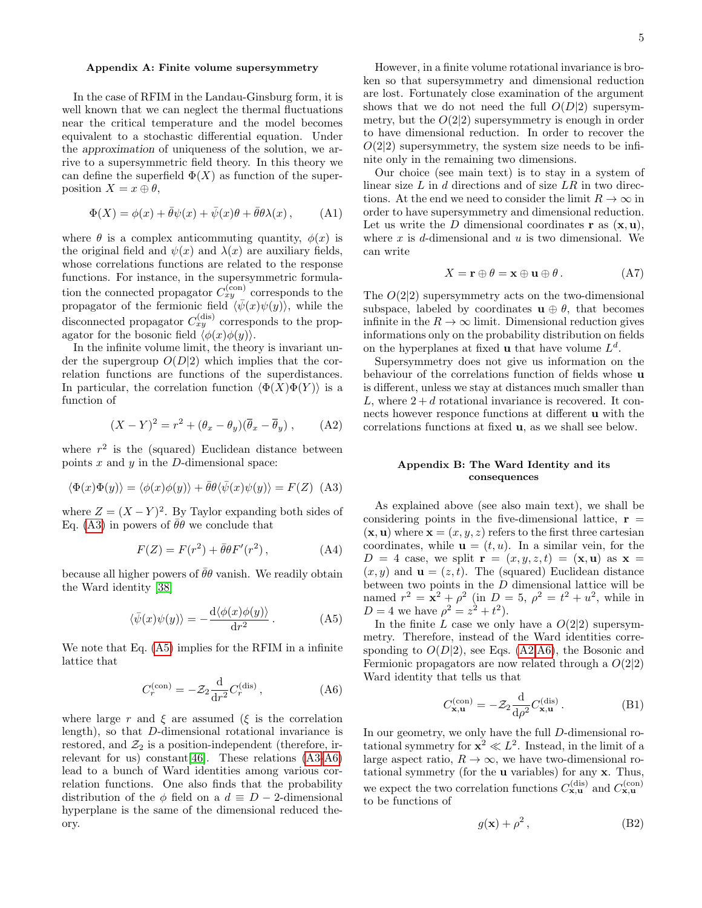## Appendix A: Finite volume supersymmetry

In the case of RFIM in the Landau-Ginsburg form, it is well known that we can neglect the thermal fluctuations near the critical temperature and the model becomes equivalent to a stochastic differential equation. Under the *approximation* of uniqueness of the solution, we arrive to a supersymmetric field theory. In this theory we can define the superfield $\Phi(X)$ as function of the superposition $X = x \oplus \theta$,

$$\Phi(X) = \phi(x) + \bar{\theta}\psi(x) + \bar{\psi}(x)\theta + \bar{\theta}\theta\lambda(x)\,, \tag{A1}$$

where $\theta$ is a complex anticommuting quantity, $\phi(x)$ is the original field and $\psi(x)$ and $\lambda(x)$ are auxiliary fields, whose correlations functions are related to the response functions. For instance, in the supersymmetric formulation the connected propagator $C^{(\mathrm{con})}_{xy}$ corresponds to the propagator of the fermionic field $\langle\bar{\psi}(x)\psi(y)\rangle$, while the disconnected propagator $C^{(\mathrm{dis})}_{xy}$ corresponds to the propagator for the bosonic field $\langle\phi(x)\phi(y)\rangle$.

In the infinite volume limit, the theory is invariant under the supergroup $O(D|2)$ which implies that the correlation functions are functions of the superdistances. In particular, the correlation function $\langle\Phi(X)\Phi(Y)\rangle$ is a function of

$$(X-Y)^2 = r^2 + (\theta_x - \theta_y)(\overline{\theta}_x - \overline{\theta}_y)\,, \tag{A2}$$

where $r^2$ is the (squared) Euclidean distance between points $x$ and $y$ in the $D$-dimensional space:

$$\langle\Phi(x)\Phi(y)\rangle = \langle\phi(x)\phi(y)\rangle + \bar{\theta}\theta\langle\bar{\psi}(x)\psi(y)\rangle = F(Z) \tag{A3}$$

where $Z = (X-Y)^2$. By Taylor expanding both sides of Eq. (A3) in powers of $\bar{\theta}\theta$ we conclude that

$$F(Z) = F(r^2) + \bar{\theta}\theta F'(r^2)\,, \tag{A4}$$

because all higher powers of $\bar{\theta}\theta$ vanish. We readily obtain the Ward identity [38]

$$\langle\bar{\psi}(x)\psi(y)\rangle = -\frac{\mathrm{d}\langle\phi(x)\phi(y)\rangle}{\mathrm{d}r^2}\,. \tag{A5}$$

We note that Eq. (A5) implies for the RFIM in a infinite lattice that

$$C^{(\mathrm{con})}_r = -\mathcal{Z}_2\frac{\mathrm{d}}{\mathrm{d}r^2}C^{(\mathrm{dis})}_r\,, \tag{A6}$$

where large $r$ and $\xi$ are assumed ($\xi$ is the correlation length), so that $D$-dimensional rotational invariance is restored, and $\mathcal{Z}_2$ is a position-independent (therefore, irrelevant for us) constant[46]. These relations (A3-A6) lead to a bunch of Ward identities among various correlation functions. One also finds that the probability distribution of the $\phi$ field on a $d \equiv D-2$-dimensional hyperplane is the same of the dimensional reduced theory.

However, in a finite volume rotational invariance is broken so that supersymmetry and dimensional reduction are lost. Fortunately close examination of the argument shows that we do not need the full $O(D|2)$ supersymmetry, but the $O(2|2)$ supersymmetry is enough in order to have dimensional reduction. In order to recover the $O(2|2)$ supersymmetry, the system size needs to be infinite only in the remaining two dimensions.

Our choice (see main text) is to stay in a system of linear size $L$ in $d$ directions and of size $LR$ in two directions. At the end we need to consider the limit $R\to\infty$ in order to have supersymmetry and dimensional reduction. Let us write the $D$ dimensional coordinates $\mathbf{r}$ as $(\mathbf{x},\mathbf{u})$, where $x$ is $d$-dimensional and $u$ is two dimensional. We can write

$$X = \mathbf{r}\oplus\theta = \mathbf{x}\oplus\mathbf{u}\oplus\theta\,. \tag{A7}$$

The $O(2|2)$ supersymmetry acts on the two-dimensional subspace, labeled by coordinates $\mathbf{u}\oplus\theta$, that becomes infinite in the $R\to\infty$ limit. Dimensional reduction gives informations only on the probability distribution on fields on the hyperplanes at fixed $\mathbf{u}$ that have volume $L^d$.

Supersymmetry does not give us information on the behaviour of the correlations function of fields whose $\mathbf{u}$ is different, unless we stay at distances much smaller than $L$, where $2+d$ rotational invariance is recovered. It connects however responce functions at different $\mathbf{u}$ with the correlations functions at fixed $\mathbf{u}$, as we shall see below.

## Appendix B: The Ward Identity and its consequences

As explained above (see also main text), we shall be considering points in the five-dimensional lattice, $\mathbf{r} = (\mathbf{x},\mathbf{u})$ where $\mathbf{x} = (x,y,z)$ refers to the first three cartesian coordinates, while $\mathbf{u} = (t,u)$. In a similar vein, for the $D=4$ case, we split $\mathbf{r} = (x,y,z,t) = (\mathbf{x},\mathbf{u})$ as $\mathbf{x} = (x,y)$ and $\mathbf{u} = (z,t)$. The (squared) Euclidean distance between two points in the $D$ dimensional lattice will be named $r^2 = \mathbf{x}^2 + \rho^2$ (in $D=5$, $\rho^2 = t^2 + u^2$, while in $D=4$ we have $\rho^2 = z^2 + t^2$).

In the finite $L$ case we only have a $O(2|2)$ supersymmetry. Therefore, instead of the Ward identities corresponding to $O(D|2)$, see Eqs. (A2,A6), the Bosonic and Fermionic propagators are now related through a $O(2|2)$ Ward identity that tells us that

$$C^{(\mathrm{con})}_{\mathbf{x},\mathbf{u}} = -\mathcal{Z}_2\frac{\mathrm{d}}{\mathrm{d}\rho^2}C^{(\mathrm{dis})}_{\mathbf{x},\mathbf{u}}\,. \tag{B1}$$

In our geometry, we only have the full $D$-dimensional rotational symmetry for $\mathbf{x}^2 \ll L^2$. Instead, in the limit of a large aspect ratio, $R\to\infty$, we have two-dimensional rotational symmetry (for the $\mathbf{u}$ variables) for any $\mathbf{x}$. Thus, we expect the two correlation functions $C^{(\mathrm{dis})}_{\mathbf{x},\mathbf{u}}$ and $C^{(\mathrm{con})}_{\mathbf{x},\mathbf{u}}$ to be functions of

$$g(\mathbf{x}) + \rho^2\,, \tag{B2}$$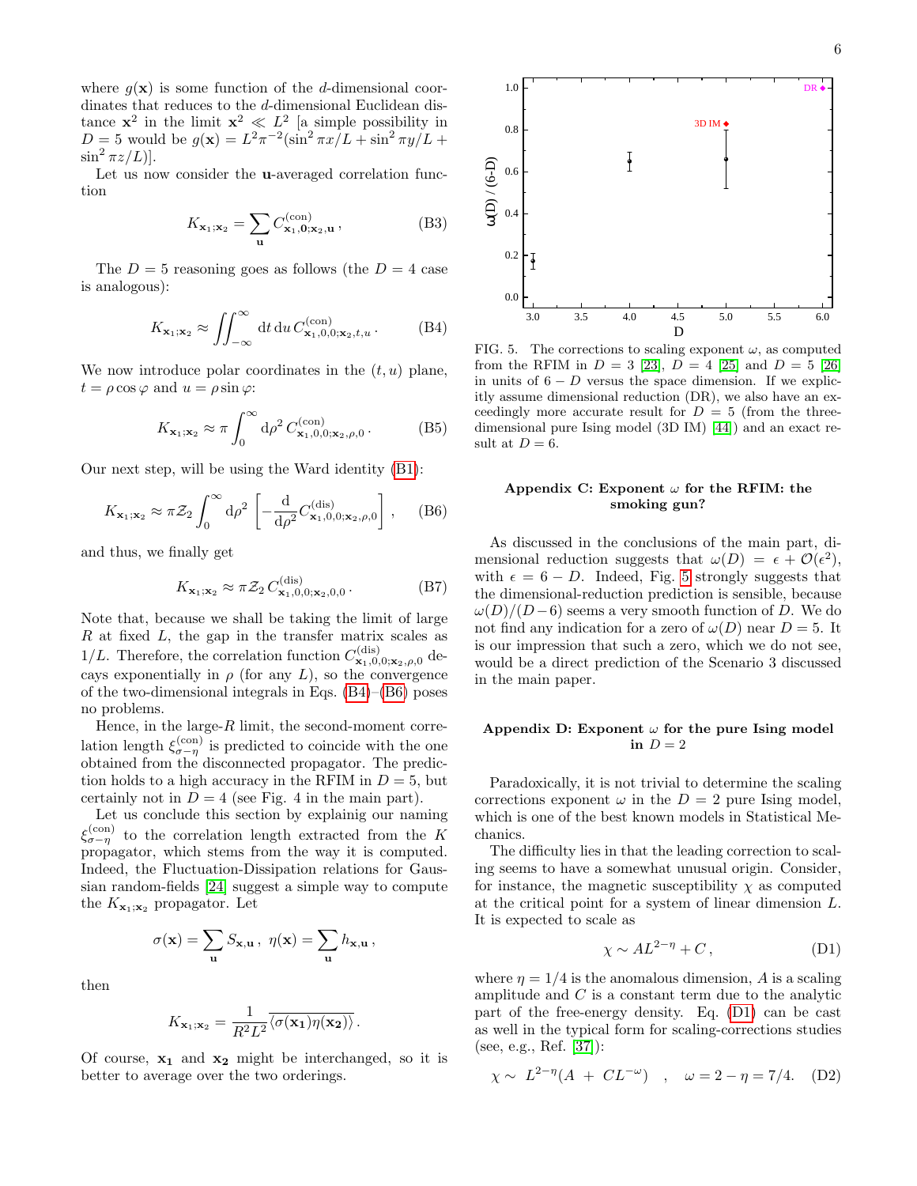where $g(\mathbf{x})$ is some function of the $d$-dimensional coordinates that reduces to the $d$-dimensional Euclidean distance $\mathbf{x}^2$ in the limit $\mathbf{x}^2 \ll L^2$ [a simple possibility in $D = 5$ would be $g(\mathbf{x}) = L^2\pi^{-2}(\sin^2 \pi x/L + \sin^2 \pi y/L + \sin^2 \pi z/L)$].

Let us now consider the $\mathbf{u}$-averaged correlation function

$$K_{\mathbf{x}_1;\mathbf{x}_2} = \sum_{\mathbf{u}} C^{(\mathrm{con})}_{\mathbf{x}_1,\mathbf{0};\mathbf{x}_2,\mathbf{u}}\,, \tag{B3}$$

The $D = 5$ reasoning goes as follows (the $D = 4$ case is analogous):

$$K_{\mathbf{x}_1;\mathbf{x}_2} \approx \iint_{-\infty}^{\infty} \mathrm{d}t\, \mathrm{d}u\, C^{(\mathrm{con})}_{\mathbf{x}_1,0,0;\mathbf{x}_2,t,u}\,. \tag{B4}$$

We now introduce polar coordinates in the $(t, u)$ plane, $t = \rho\cos\varphi$ and $u = \rho\sin\varphi$:

$$K_{\mathbf{x}_1;\mathbf{x}_2} \approx \pi \int_0^{\infty} \mathrm{d}\rho^2\, C^{(\mathrm{con})}_{\mathbf{x}_1,0,0;\mathbf{x}_2,\rho,0}\,. \tag{B5}$$

Our next step, will be using the Ward identity (B1):

$$K_{\mathbf{x}_1;\mathbf{x}_2} \approx \pi \mathcal{Z}_2 \int_0^{\infty} \mathrm{d}\rho^2 \left[-\frac{\mathrm{d}}{\mathrm{d}\rho^2} C^{(\mathrm{dis})}_{\mathbf{x}_1,0,0;\mathbf{x}_2,\rho,0}\right], \tag{B6}$$

and thus, we finally get

$$K_{\mathbf{x}_1;\mathbf{x}_2} \approx \pi \mathcal{Z}_2\, C^{(\mathrm{dis})}_{\mathbf{x}_1,0,0;\mathbf{x}_2,0,0}\,. \tag{B7}$$

Note that, because we shall be taking the limit of large $R$ at fixed $L$, the gap in the transfer matrix scales as $1/L$. Therefore, the correlation function $C^{(\mathrm{dis})}_{\mathbf{x}_1,0,0;\mathbf{x}_2,\rho,0}$ decays exponentially in $\rho$ (for any $L$), so the convergence of the two-dimensional integrals in Eqs. (B4)–(B6) poses no problems.

Hence, in the large-$R$ limit, the second-moment correlation length $\xi^{(\mathrm{con})}_{\sigma-\eta}$ is predicted to coincide with the one obtained from the disconnected propagator. The prediction holds to a high accuracy in the RFIM in $D = 5$, but certainly not in $D = 4$ (see Fig. 4 in the main part).

Let us conclude this section by explainig our naming $\xi^{(\mathrm{con})}_{\sigma-\eta}$ to the correlation length extracted from the $K$ propagator, which stems from the way it is computed. Indeed, the Fluctuation-Dissipation relations for Gaussian random-fields [24] suggest a simple way to compute the $K_{\mathbf{x}_1;\mathbf{x}_2}$ propagator. Let

$$\sigma(\mathbf{x}) = \sum_{\mathbf{u}} S_{\mathbf{x},\mathbf{u}}\,,\ \eta(\mathbf{x}) = \sum_{\mathbf{u}} h_{\mathbf{x},\mathbf{u}}\,,$$

then

$$K_{\mathbf{x}_1;\mathbf{x}_2} = \frac{1}{R^2L^2}\overline{\langle \sigma(\mathbf{x_1})\eta(\mathbf{x_2})\rangle}\,.$$

Of course, $\mathbf{x_1}$ and $\mathbf{x_2}$ might be interchanged, so it is better to average over the two orderings.

FIG. 5. The corrections to scaling exponent $\omega$, as computed from the RFIM in $D = 3$ [23], $D = 4$ [25] and $D = 5$ [26] in units of $6 - D$ versus the space dimension. If we explicitly assume dimensional reduction (DR), we also have an exceedingly more accurate result for $D = 5$ (from the three-dimensional pure Ising model (3D IM) [44]) and an exact result at $D = 6$.

## Appendix C: Exponent $\omega$ for the RFIM: the smoking gun?

As discussed in the conclusions of the main part, dimensional reduction suggests that $\omega(D) = \epsilon + \mathcal{O}(\epsilon^2)$, with $\epsilon = 6 - D$. Indeed, Fig. 5 strongly suggests that the dimensional-reduction prediction is sensible, because $\omega(D)/(D-6)$ seems a very smooth function of $D$. We do not find any indication for a zero of $\omega(D)$ near $D = 5$. It is our impression that such a zero, which we do not see, would be a direct prediction of the Scenario 3 discussed in the main paper.

## Appendix D: Exponent $\omega$ for the pure Ising model in $D = 2$

Paradoxically, it is not trivial to determine the scaling corrections exponent $\omega$ in the $D = 2$ pure Ising model, which is one of the best known models in Statistical Mechanics.

The difficulty lies in that the leading correction to scaling seems to have a somewhat unusual origin. Consider, for instance, the magnetic susceptibility $\chi$ as computed at the critical point for a system of linear dimension $L$. It is expected to scale as

$$\chi \sim AL^{2-\eta} + C\,, \tag{D1}$$

where $\eta = 1/4$ is the anomalous dimension, $A$ is a scaling amplitude and $C$ is a constant term due to the analytic part of the free-energy density. Eq. (D1) can be cast as well in the typical form for scaling-corrections studies (see, e.g., Ref. [37]):

$$\chi \sim\ L^{2-\eta}(A\ +\ CL^{-\omega})\quad ,\quad \omega = 2 - \eta = 7/4. \tag{D2}$$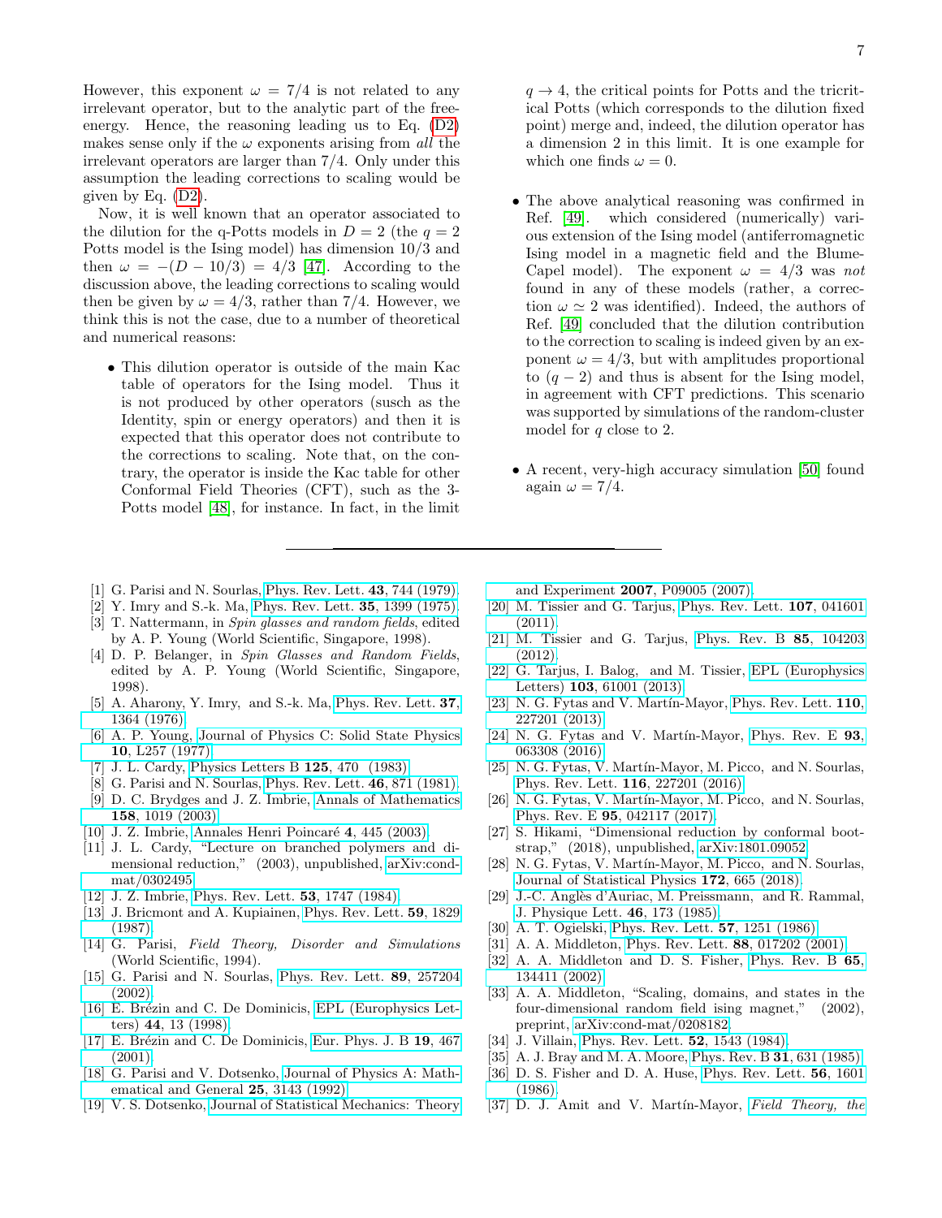However, this exponent $\omega = 7/4$ is not related to any irrelevant operator, but to the analytic part of the free-energy. Hence, the reasoning leading us to Eq. (D2) makes sense only if the $\omega$ exponents arising from *all* the irrelevant operators are larger than 7/4. Only under this assumption the leading corrections to scaling would be given by Eq. (D2).

Now, it is well known that an operator associated to the dilution for the q-Potts models in $D = 2$ (the $q = 2$ Potts model is the Ising model) has dimension 10/3 and then $\omega = -(D - 10/3) = 4/3$ [47]. According to the discussion above, the leading corrections to scaling would then be given by $\omega = 4/3$, rather than 7/4. However, we think this is not the case, due to a number of theoretical and numerical reasons:

- This dilution operator is outside of the main Kac table of operators for the Ising model. Thus it is not produced by other operators (susch as the Identity, spin or energy operators) and then it is expected that this operator does not contribute to the corrections to scaling. Note that, on the contrary, the operator is inside the Kac table for other Conformal Field Theories (CFT), such as the 3-Potts model [48], for instance. In fact, in the limit $q \to 4$, the critical points for Potts and the tricritical Potts (which corresponds to the dilution fixed point) merge and, indeed, the dilution operator has a dimension 2 in this limit. It is one example for which one finds $\omega = 0$.

- The above analytical reasoning was confirmed in Ref. [49]. which considered (numerically) various extension of the Ising model (antiferromagnetic Ising model in a magnetic field and the Blume-Capel model). The exponent $\omega = 4/3$ was *not* found in any of these models (rather, a correction $\omega \simeq 2$ was identified). Indeed, the authors of Ref. [49] concluded that the dilution contribution to the correction to scaling is indeed given by an exponent $\omega = 4/3$, but with amplitudes proportional to $(q - 2)$ and thus is absent for the Ising model, in agreement with CFT predictions. This scenario was supported by simulations of the random-cluster model for $q$ close to 2.

- A recent, very-high accuracy simulation [50] found again $\omega = 7/4$.

---

[1] G. Parisi and N. Sourlas, Phys. Rev. Lett. **43**, 744 (1979).
[2] Y. Imry and S.-k. Ma, Phys. Rev. Lett. **35**, 1399 (1975).
[3] T. Nattermann, in *Spin glasses and random fields*, edited by A. P. Young (World Scientific, Singapore, 1998).
[4] D. P. Belanger, in *Spin Glasses and Random Fields*, edited by A. P. Young (World Scientific, Singapore, 1998).
[5] A. Aharony, Y. Imry, and S.-k. Ma, Phys. Rev. Lett. **37**, 1364 (1976).
[6] A. P. Young, Journal of Physics C: Solid State Physics **10**, L257 (1977).
[7] J. L. Cardy, Physics Letters B **125**, 470 (1983).
[8] G. Parisi and N. Sourlas, Phys. Rev. Lett. **46**, 871 (1981).
[9] D. C. Brydges and J. Z. Imbrie, Annals of Mathematics **158**, 1019 (2003).
[10] J. Z. Imbrie, Annales Henri Poincaré **4**, 445 (2003).
[11] J. L. Cardy, "Lecture on branched polymers and dimensional reduction," (2003), unpublished, arXiv:cond-mat/0302495.
[12] J. Z. Imbrie, Phys. Rev. Lett. **53**, 1747 (1984).
[13] J. Bricmont and A. Kupiainen, Phys. Rev. Lett. **59**, 1829 (1987).
[14] G. Parisi, *Field Theory, Disorder and Simulations* (World Scientific, 1994).
[15] G. Parisi and N. Sourlas, Phys. Rev. Lett. **89**, 257204 (2002).
[16] E. Brézin and C. De Dominicis, EPL (Europhysics Letters) **44**, 13 (1998).
[17] E. Brézin and C. De Dominicis, Eur. Phys. J. B **19**, 467 (2001).
[18] G. Parisi and V. Dotsenko, Journal of Physics A: Mathematical and General **25**, 3143 (1992).
[19] V. S. Dotsenko, Journal of Statistical Mechanics: Theory and Experiment **2007**, P09005 (2007).
[20] M. Tissier and G. Tarjus, Phys. Rev. Lett. **107**, 041601 (2011).
[21] M. Tissier and G. Tarjus, Phys. Rev. B **85**, 104203 (2012).
[22] G. Tarjus, I. Balog, and M. Tissier, EPL (Europhysics Letters) **103**, 61001 (2013).
[23] N. G. Fytas and V. Martín-Mayor, Phys. Rev. Lett. **110**, 227201 (2013).
[24] N. G. Fytas and V. Martín-Mayor, Phys. Rev. E **93**, 063308 (2016).
[25] N. G. Fytas, V. Martín-Mayor, M. Picco, and N. Sourlas, Phys. Rev. Lett. **116**, 227201 (2016).
[26] N. G. Fytas, V. Martín-Mayor, M. Picco, and N. Sourlas, Phys. Rev. E **95**, 042117 (2017).
[27] S. Hikami, "Dimensional reduction by conformal bootstrap," (2018), unpublished, arXiv:1801.09052.
[28] N. G. Fytas, V. Martín-Mayor, M. Picco, and N. Sourlas, Journal of Statistical Physics **172**, 665 (2018).
[29] J.-C. Anglès d'Auriac, M. Preissmann, and R. Rammal, J. Physique Lett. **46**, 173 (1985).
[30] A. T. Ogielski, Phys. Rev. Lett. **57**, 1251 (1986).
[31] A. A. Middleton, Phys. Rev. Lett. **88**, 017202 (2001).
[32] A. A. Middleton and D. S. Fisher, Phys. Rev. B **65**, 134411 (2002).
[33] A. A. Middleton, "Scaling, domains, and states in the four-dimensional random field ising magnet," (2002), preprint, arXiv:cond-mat/0208182.
[34] J. Villain, Phys. Rev. Lett. **52**, 1543 (1984).
[35] A. J. Bray and M. A. Moore, Phys. Rev. B **31**, 631 (1985).
[36] D. S. Fisher and D. A. Huse, Phys. Rev. Lett. **56**, 1601 (1986).
[37] D. J. Amit and V. Martín-Mayor, *Field Theory, the*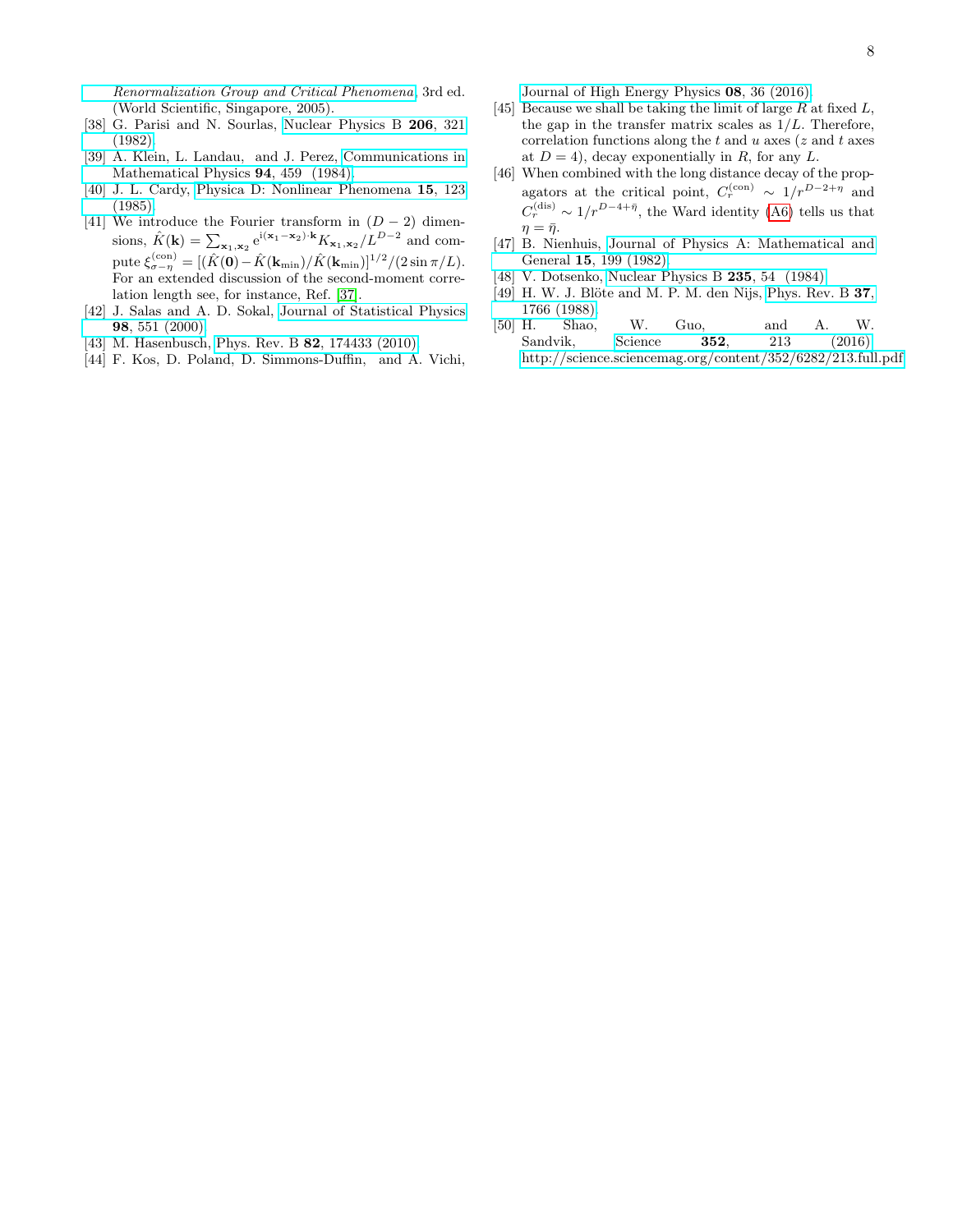*Renormalization Group and Critical Phenomena*, 3rd ed. (World Scientific, Singapore, 2005).

[38] G. Parisi and N. Sourlas, Nuclear Physics B **206**, 321 (1982).

[39] A. Klein, L. Landau, and J. Perez, Communications in Mathematical Physics **94**, 459 (1984).

[40] J. L. Cardy, Physica D: Nonlinear Phenomena **15**, 123 (1985).

[41] We introduce the Fourier transform in $(D-2)$ dimensions, $\hat{K}(\mathbf{k}) = \sum_{\mathbf{x}_1,\mathbf{x}_2} \mathrm{e}^{\mathrm{i}(\mathbf{x}_1-\mathbf{x}_2)\cdot\mathbf{k}} K_{\mathbf{x}_1,\mathbf{x}_2}/L^{D-2}$ and compute $\xi^{(\mathrm{con})}_{\sigma-\eta} = [(\hat{K}(\mathbf{0}) - \hat{K}(\mathbf{k}_{\mathrm{min}})/\hat{K}(\mathbf{k}_{\mathrm{min}})]^{1/2}/(2\sin\pi/L)$. For an extended discussion of the second-moment correlation length see, for instance, Ref. [37].

[42] J. Salas and A. D. Sokal, Journal of Statistical Physics **98**, 551 (2000).

[43] M. Hasenbusch, Phys. Rev. B **82**, 174433 (2010).

[44] F. Kos, D. Poland, D. Simmons-Duffin, and A. Vichi, Journal of High Energy Physics **08**, 36 (2016).

[45] Because we shall be taking the limit of large $R$ at fixed $L$, the gap in the transfer matrix scales as $1/L$. Therefore, correlation functions along the $t$ and $u$ axes ($z$ and $t$ axes at $D=4$), decay exponentially in $R$, for any $L$.

[46] When combined with the long distance decay of the propagators at the critical point, $C^{(\mathrm{con})}_r \sim 1/r^{D-2+\eta}$ and $C^{(\mathrm{dis})}_r \sim 1/r^{D-4+\bar{\eta}}$, the Ward identity (A6) tells us that $\eta = \bar{\eta}$.

[47] B. Nienhuis, Journal of Physics A: Mathematical and General **15**, 199 (1982).

[48] V. Dotsenko, Nuclear Physics B **235**, 54 (1984).

[49] H. W. J. Blöte and M. P. M. den Nijs, Phys. Rev. B **37**, 1766 (1988).

[50] H. Shao, W. Guo, and A. W. Sandvik, Science **352**, 213 (2016), http://science.sciencemag.org/content/352/6282/213.full.pdf